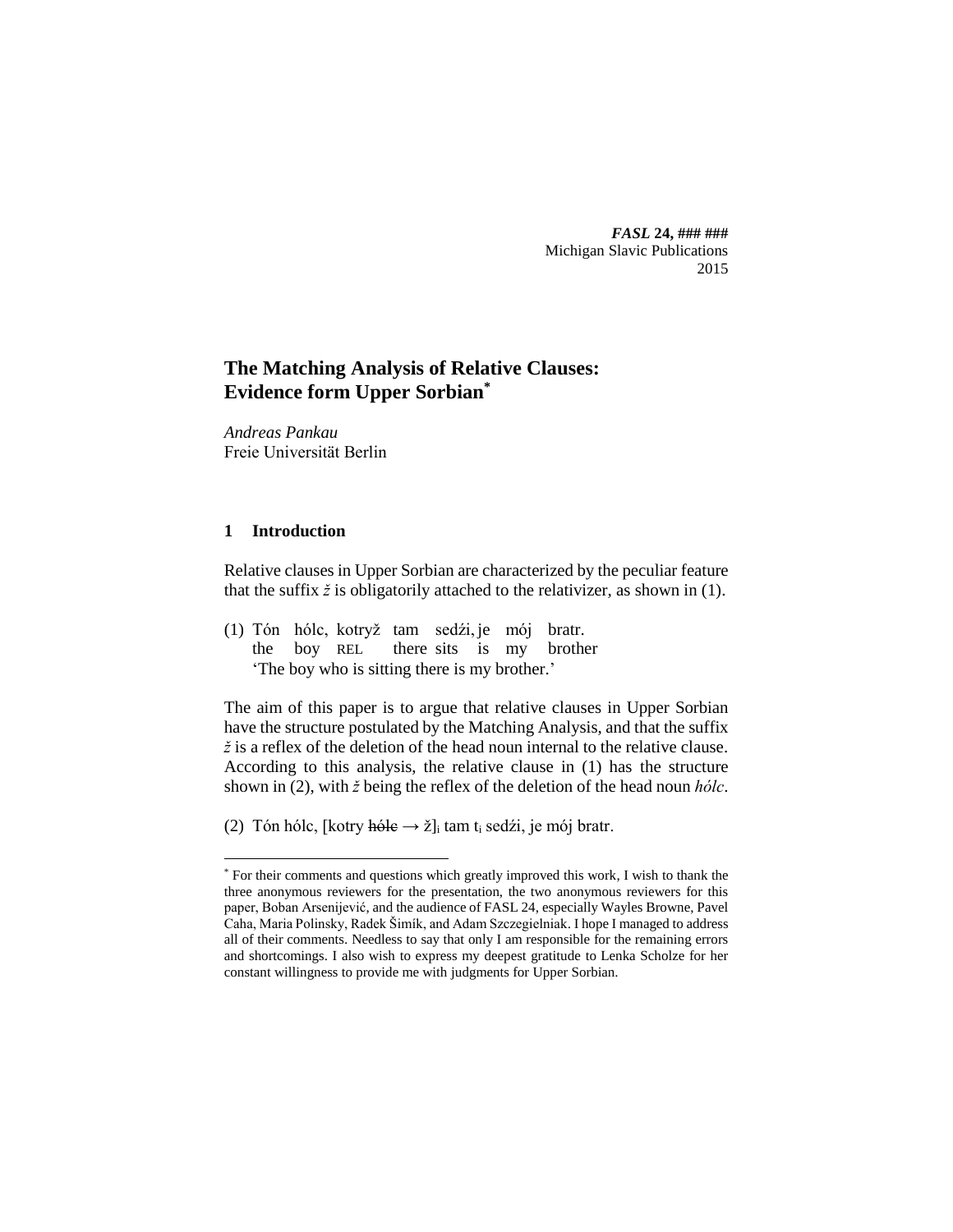# The Matching Analysis of Relative Clauses: Evidence form Upper Sorbian[*]

*Andreas Pankau*
Freie Universität Berlin

## 1 Introduction

Relative clauses in Upper Sorbian are characterized by the peculiar feature that the suffix *ž* is obligatorily attached to the relativizer, as shown in (1).

(1) Tón hólc, kotryž tam sedźi, je mój bratr.
    the boy REL there sits is my brother
    'The boy who is sitting there is my brother.'

The aim of this paper is to argue that relative clauses in Upper Sorbian have the structure postulated by the Matching Analysis, and that the suffix *ž* is a reflex of the deletion of the head noun internal to the relative clause. According to this analysis, the relative clause in (1) has the structure shown in (2), with *ž* being the reflex of the deletion of the head noun *hólc*.

(2) Tón hólc, [kotry ~~hólc~~ → ž]$_i$ tam t$_i$ sedźi, je mój bratr.

[*] For their comments and questions which greatly improved this work, I wish to thank the three anonymous reviewers for the presentation, the two anonymous reviewers for this paper, Boban Arsenijević, and the audience of FASL 24, especially Wayles Browne, Pavel Caha, Maria Polinsky, Radek Šimík, and Adam Szczegielniak. I hope I managed to address all of their comments. Needless to say that only I am responsible for the remaining errors and shortcomings. I also wish to express my deepest gratitude to Lenka Scholze for her constant willingness to provide me with judgments for Upper Sorbian.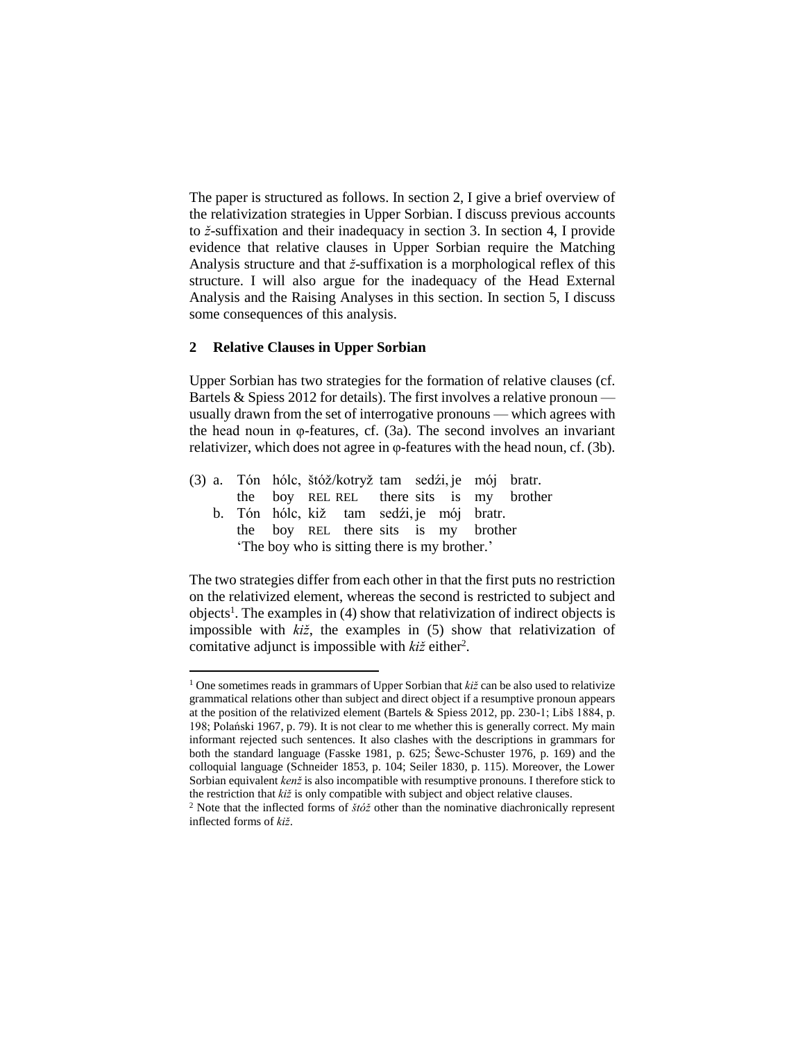The paper is structured as follows. In section 2, I give a brief overview of the relativization strategies in Upper Sorbian. I discuss previous accounts to *ž*-suffixation and their inadequacy in section 3. In section 4, I provide evidence that relative clauses in Upper Sorbian require the Matching Analysis structure and that *ž*-suffixation is a morphological reflex of this structure. I will also argue for the inadequacy of the Head External Analysis and the Raising Analyses in this section. In section 5, I discuss some consequences of this analysis.

## 2 Relative Clauses in Upper Sorbian

Upper Sorbian has two strategies for the formation of relative clauses (cf. Bartels & Spiess 2012 for details). The first involves a relative pronoun — usually drawn from the set of interrogative pronouns — which agrees with the head noun in φ-features, cf. (3a). The second involves an invariant relativizer, which does not agree in φ-features with the head noun, cf. (3b).

(3) a. Tón hólc, štóž/kotryž tam sedźi, je mój bratr.
    the boy REL REL there sits is my brother
  b. Tón hólc, kiž tam sedźi, je mój bratr.
    the boy REL there sits is my brother
    'The boy who is sitting there is my brother.'

The two strategies differ from each other in that the first puts no restriction on the relativized element, whereas the second is restricted to subject and objects[1]. The examples in (4) show that relativization of indirect objects is impossible with *kiž*, the examples in (5) show that relativization of comitative adjunct is impossible with *kiž* either[2].

---

[1] One sometimes reads in grammars of Upper Sorbian that *kiž* can be also used to relativize grammatical relations other than subject and direct object if a resumptive pronoun appears at the position of the relativized element (Bartels & Spiess 2012, pp. 230-1; Libš 1884, p. 198; Polański 1967, p. 79). It is not clear to me whether this is generally correct. My main informant rejected such sentences. It also clashes with the descriptions in grammars for both the standard language (Fasske 1981, p. 625; Šewc-Schuster 1976, p. 169) and the colloquial language (Schneider 1853, p. 104; Seiler 1830, p. 115). Moreover, the Lower Sorbian equivalent *kenž* is also incompatible with resumptive pronouns. I therefore stick to the restriction that *kiž* is only compatible with subject and object relative clauses.

[2] Note that the inflected forms of *štóž* other than the nominative diachronically represent inflected forms of *kiž*.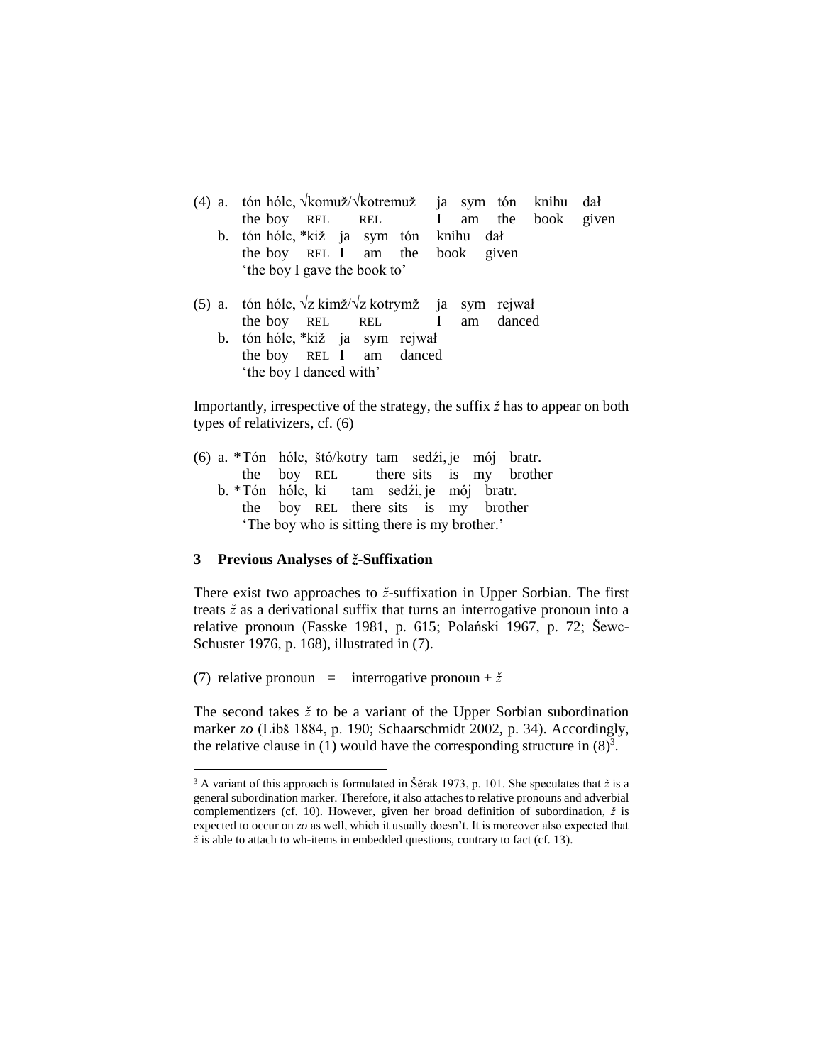(4) a. tón hólc, √komuž/√kotremuž ja sym tón knihu dał
  the boy REL REL I am the book given
 b. tón hólc, *kiž ja sym tón knihu dał
  the boy REL I am the book given
  'the boy I gave the book to'

(5) a. tón hólc, √z kimž/√z kotrymž ja sym rejwał
  the boy REL REL I am danced
 b. tón hólc, *kiž ja sym rejwał
  the boy REL I am danced
  'the boy I danced with'

Importantly, irrespective of the strategy, the suffix *ž* has to appear on both types of relativizers, cf. (6)

(6) a. *Tón hólc, štó/kotry tam sedźi, je mój bratr.
  the boy REL there sits is my brother
 b. *Tón hólc, ki tam sedźi, je mój bratr.
  the boy REL there sits is my brother
  'The boy who is sitting there is my brother.'

## 3 Previous Analyses of *ž*-Suffixation

There exist two approaches to *ž*-suffixation in Upper Sorbian. The first treats *ž* as a derivational suffix that turns an interrogative pronoun into a relative pronoun (Fasske 1981, p. 615; Polański 1967, p. 72; Šewc-Schuster 1976, p. 168), illustrated in (7).

(7) relative pronoun = interrogative pronoun + *ž*

The second takes *ž* to be a variant of the Upper Sorbian subordination marker *zo* (Libš 1884, p. 190; Schaarschmidt 2002, p. 34). Accordingly, the relative clause in (1) would have the corresponding structure in (8)[3].

[3] A variant of this approach is formulated in Šěrak 1973, p. 101. She speculates that *ž* is a general subordination marker. Therefore, it also attaches to relative pronouns and adverbial complementizers (cf. 10). However, given her broad definition of subordination, *ž* is expected to occur on *zo* as well, which it usually doesn't. It is moreover also expected that *ž* is able to attach to wh-items in embedded questions, contrary to fact (cf. 13).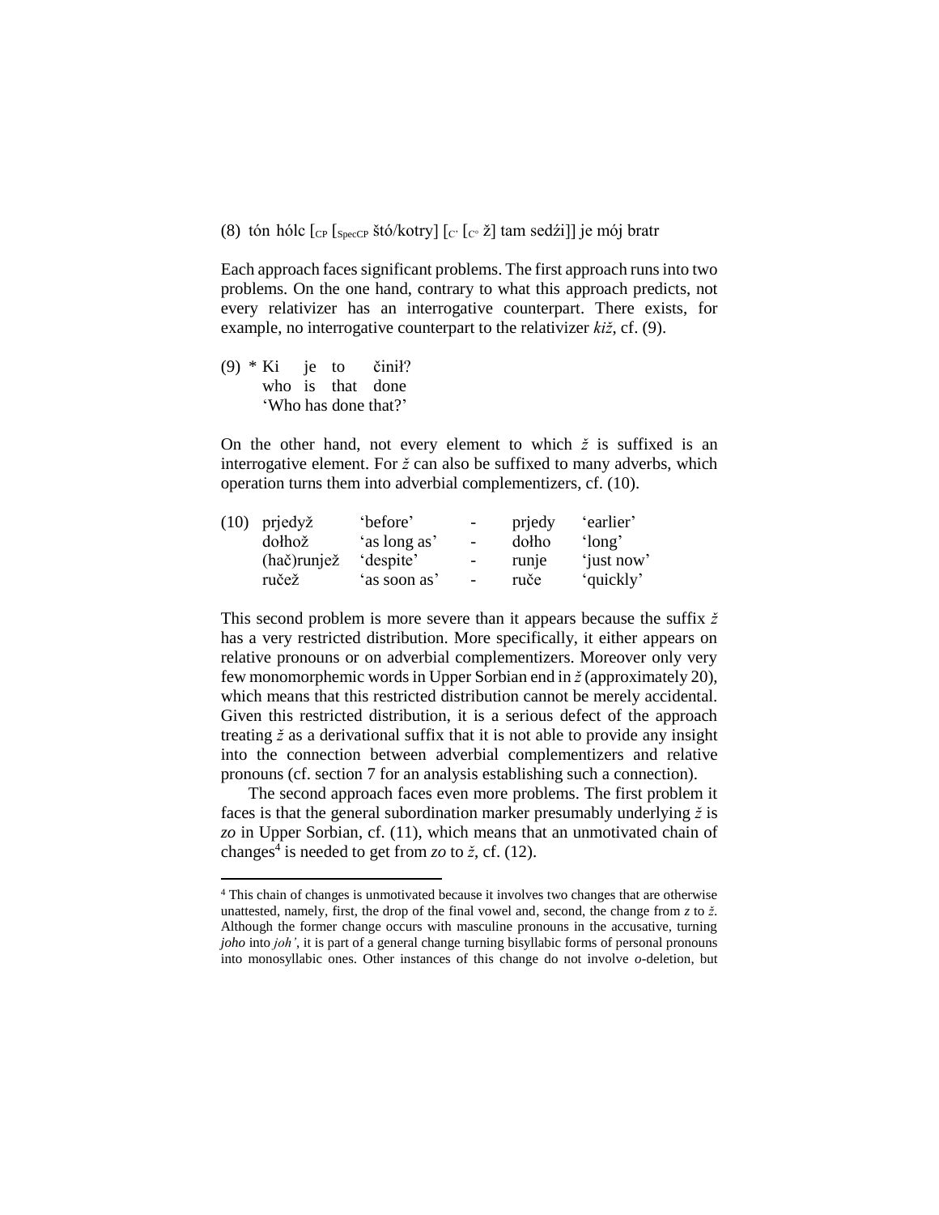(8) tón hólc [$_{CP}$ [$_{SpecCP}$ štó/kotry] [$_{C'}$ [$_{C°}$ ž] tam sedźi]] je mój bratr

Each approach faces significant problems. The first approach runs into two problems. On the one hand, contrary to what this approach predicts, not every relativizer has an interrogative counterpart. There exists, for example, no interrogative counterpart to the relativizer *kiž*, cf. (9).

(9) \* Ki je to činił?
who is that done
'Who has done that?'

On the other hand, not every element to which *ž* is suffixed is an interrogative element. For *ž* can also be suffixed to many adverbs, which operation turns them into adverbial complementizers, cf. (10).

| (10) | prjedyž | 'before' | - | prjedy | 'earlier' |
|---|---|---|---|---|---|
| | dołhož | 'as long as' | - | dołho | 'long' |
| | (hač)runjež | 'despite' | - | runje | 'just now' |
| | ručež | 'as soon as' | - | ruče | 'quickly' |

This second problem is more severe than it appears because the suffix *ž* has a very restricted distribution. More specifically, it either appears on relative pronouns or on adverbial complementizers. Moreover only very few monomorphemic words in Upper Sorbian end in *ž* (approximately 20), which means that this restricted distribution cannot be merely accidental. Given this restricted distribution, it is a serious defect of the approach treating *ž* as a derivational suffix that it is not able to provide any insight into the connection between adverbial complementizers and relative pronouns (cf. section 7 for an analysis establishing such a connection).

The second approach faces even more problems. The first problem it faces is that the general subordination marker presumably underlying *ž* is *zo* in Upper Sorbian, cf. (11), which means that an unmotivated chain of changes[4] is needed to get from *zo* to *ž*, cf. (12).

[4] This chain of changes is unmotivated because it involves two changes that are otherwise unattested, namely, first, the drop of the final vowel and, second, the change from *z* to *ž*. Although the former change occurs with masculine pronouns in the accusative, turning *joho* into *joh'*, it is part of a general change turning bisyllabic forms of personal pronouns into monosyllabic ones. Other instances of this change do not involve *o*-deletion, but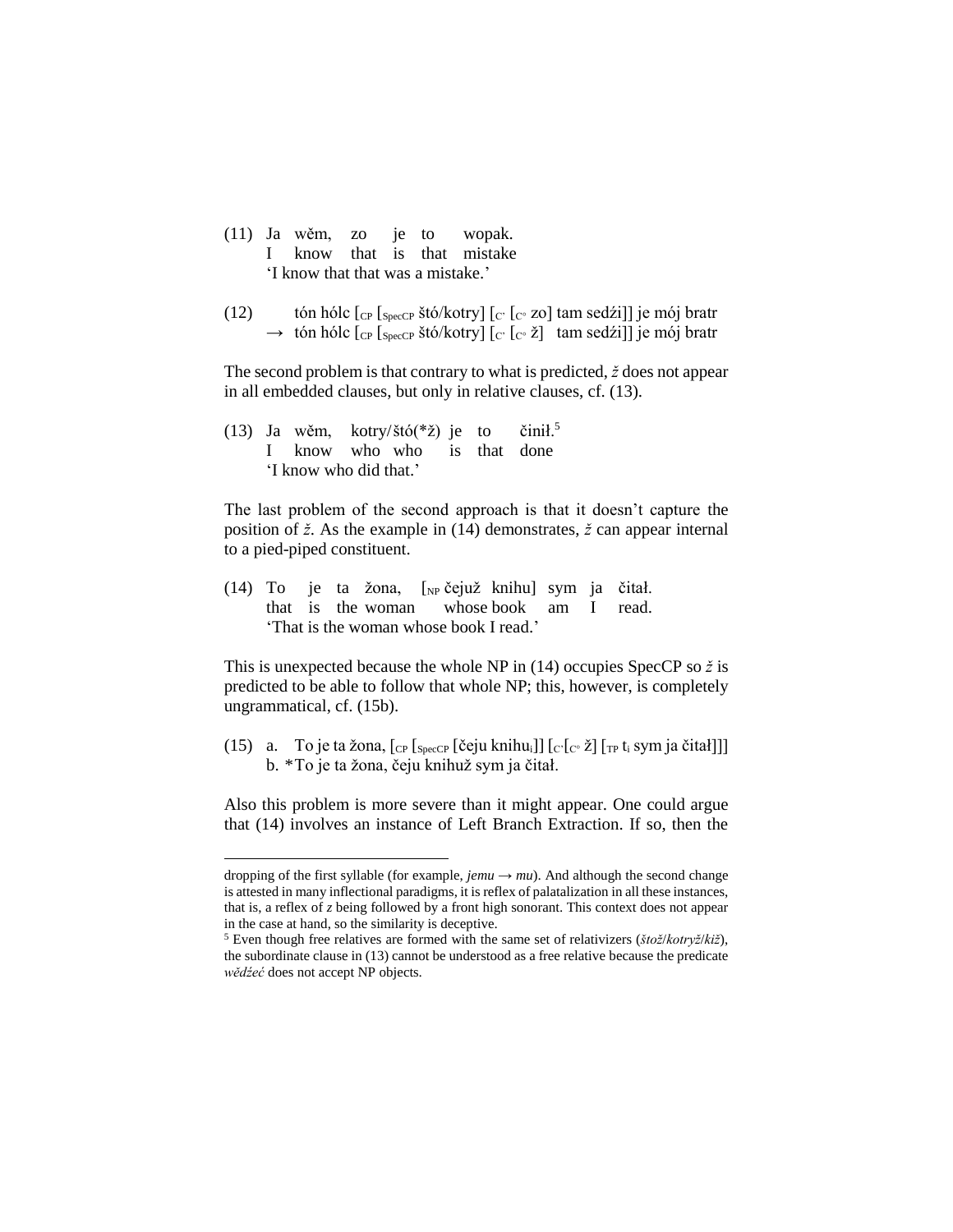(11) Ja wěm, zo je to wopak.
I know that is that mistake
'I know that that was a mistake.'

(12) tón hólc [$_{CP}$ [$_{SpecCP}$ štó/kotry] [$_{C'}$ [$_{C°}$ zo] tam sedźi]] je mój bratr
→ tón hólc [$_{CP}$ [$_{SpecCP}$ štó/kotry] [$_{C'}$ [$_{C°}$ ž] tam sedźi]] je mój bratr

The second problem is that contrary to what is predicted, *ž* does not appear in all embedded clauses, but only in relative clauses, cf. (13).

(13) Ja wěm, kotry/štó(*ž) je to činił.[5]
I know who who is that done
'I know who did that.'

The last problem of the second approach is that it doesn't capture the position of *ž*. As the example in (14) demonstrates, *ž* can appear internal to a pied-piped constituent.

(14) To je ta žona, [$_{NP}$ čejuž knihu] sym ja čitał.
that is the woman whose book am I read.
'That is the woman whose book I read.'

This is unexpected because the whole NP in (14) occupies SpecCP so *ž* is predicted to be able to follow that whole NP; this, however, is completely ungrammatical, cf. (15b).

(15) a. To je ta žona, [$_{CP}$ [$_{SpecCP}$ [čeju knihu$_i$]] [$_{C'}$[$_{C°}$ ž] [$_{TP}$ t$_i$ sym ja čitał]]]
b. *To je ta žona, čeju knihuž sym ja čitał.

Also this problem is more severe than it might appear. One could argue that (14) involves an instance of Left Branch Extraction. If so, then the

---

dropping of the first syllable (for example, *jemu* → *mu*). And although the second change is attested in many inflectional paradigms, it is reflex of palatalization in all these instances, that is, a reflex of *z* being followed by a front high sonorant. This context does not appear in the case at hand, so the similarity is deceptive.

[5] Even though free relatives are formed with the same set of relativizers (*štož*/*kotryž*/*kiž*), the subordinate clause in (13) cannot be understood as a free relative because the predicate *wědźeć* does not accept NP objects.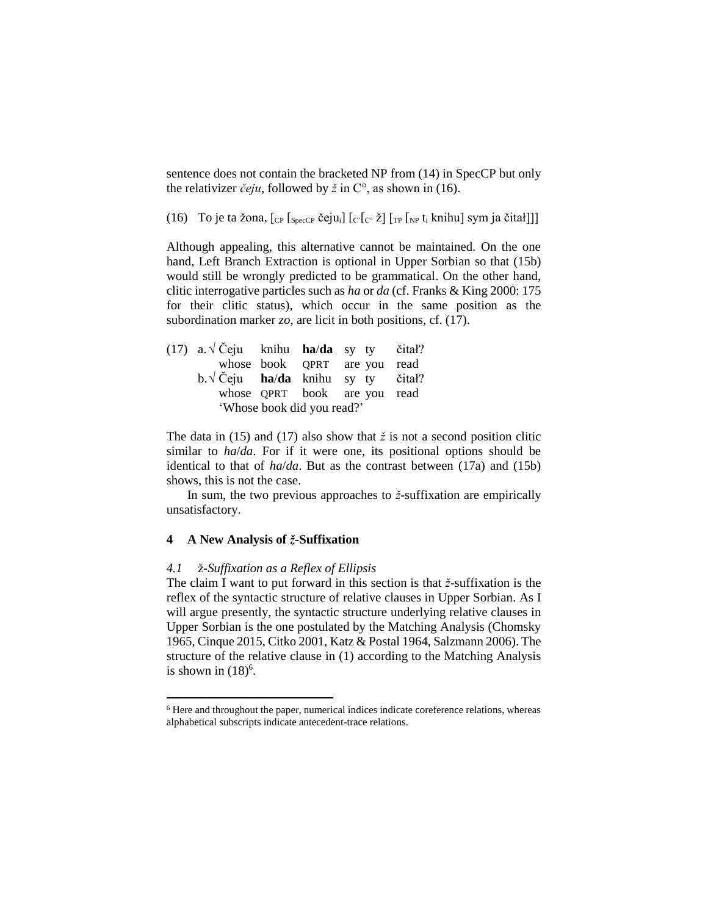sentence does not contain the bracketed NP from (14) in SpecCP but only the relativizer *čeju*, followed by *ž* in C°, as shown in (16).

(16) To je ta žona, [$_{CP}$ [$_{SpecCP}$ čeju$_i$] [$_{C'}$[$_{C°}$ ž] [$_{TP}$ [$_{NP}$ t$_i$ knihu] sym ja čitał]]]

Although appealing, this alternative cannot be maintained. On the one hand, Left Branch Extraction is optional in Upper Sorbian so that (15b) would still be wrongly predicted to be grammatical. On the other hand, clitic interrogative particles such as *ha* or *da* (cf. Franks & King 2000: 175 for their clitic status), which occur in the same position as the subordination marker *zo*, are licit in both positions, cf. (17).

(17) a. √ Čeju knihu **ha**/**da** sy ty čitał?
 whose book QPRT are you read
 b. √ Čeju **ha**/**da** knihu sy ty čitał?
 whose QPRT book are you read
 'Whose book did you read?'

The data in (15) and (17) also show that *ž* is not a second position clitic similar to *ha*/*da*. For if it were one, its positional options should be identical to that of *ha*/*da*. But as the contrast between (17a) and (15b) shows, this is not the case.

In sum, the two previous approaches to *ž*-suffixation are empirically unsatisfactory.

## 4 A New Analysis of *ž*-Suffixation

### *4.1 ž-Suffixation as a Reflex of Ellipsis*

The claim I want to put forward in this section is that *ž*-suffixation is the reflex of the syntactic structure of relative clauses in Upper Sorbian. As I will argue presently, the syntactic structure underlying relative clauses in Upper Sorbian is the one postulated by the Matching Analysis (Chomsky 1965, Cinque 2015, Citko 2001, Katz & Postal 1964, Salzmann 2006). The structure of the relative clause in (1) according to the Matching Analysis is shown in (18)[6].

[6] Here and throughout the paper, numerical indices indicate coreference relations, whereas alphabetical subscripts indicate antecedent-trace relations.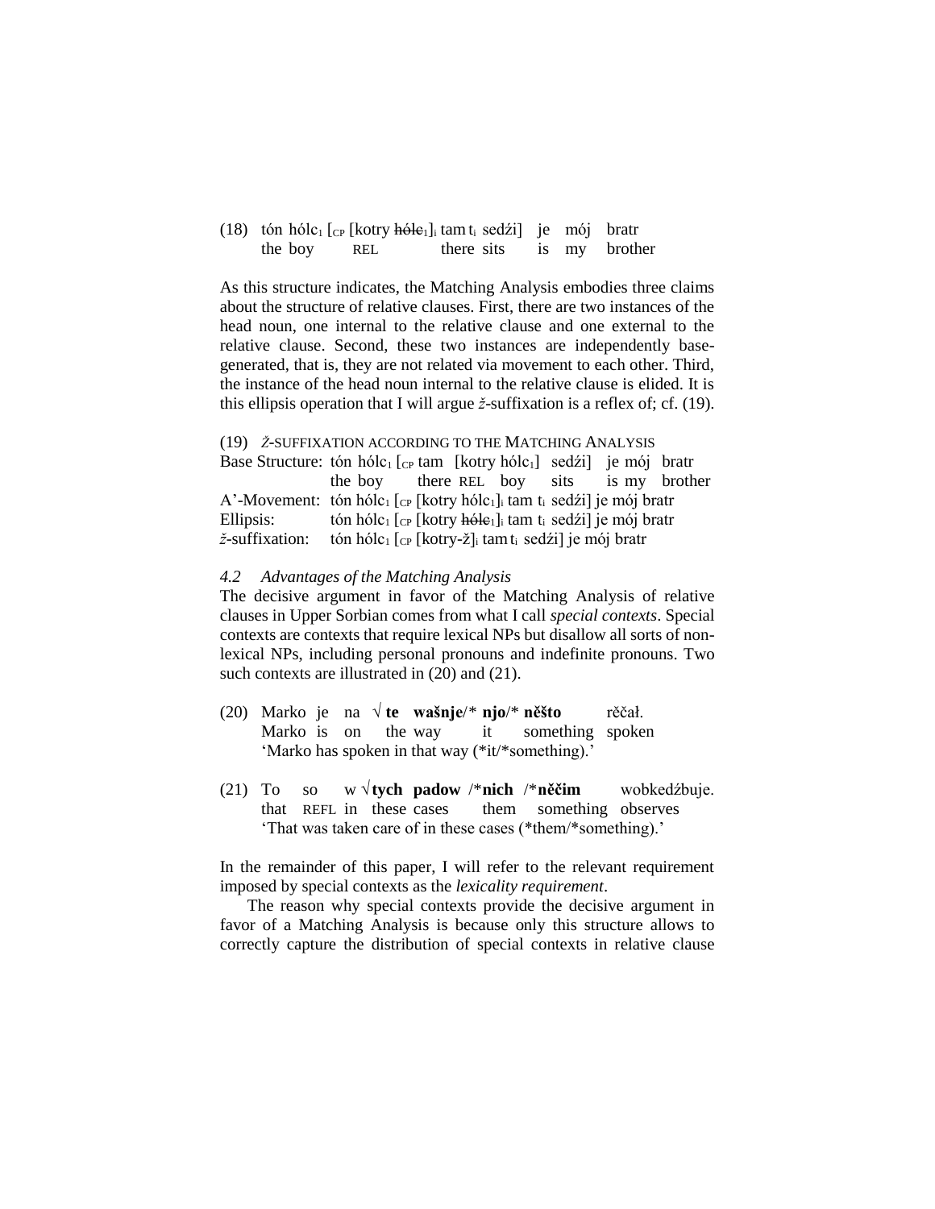(18) tón hólc$_1$ [$_{CP}$ [kotry ~~hólc$_1$~~]$_i$ tam t$_i$ sedźi] je mój bratr
the boy REL there sits is my brother

As this structure indicates, the Matching Analysis embodies three claims about the structure of relative clauses. First, there are two instances of the head noun, one internal to the relative clause and one external to the relative clause. Second, these two instances are independently base-generated, that is, they are not related via movement to each other. Third, the instance of the head noun internal to the relative clause is elided. It is this ellipsis operation that I will argue *ž*-suffixation is a reflex of; cf. (19).

(19) *Ž*-SUFFIXATION ACCORDING TO THE MATCHING ANALYSIS

Base Structure: tón hólc$_1$ [$_{CP}$ tam [kotry hólc$_1$] sedźi] je mój bratr
the boy there REL boy sits is my brother

A'-Movement: tón hólc$_1$ [$_{CP}$ [kotry hólc$_1$]$_i$ tam t$_i$ sedźi] je mój bratr

Ellipsis: tón hólc$_1$ [$_{CP}$ [kotry ~~hólc$_1$~~]$_i$ tam t$_i$ sedźi] je mój bratr

*ž*-suffixation: tón hólc$_1$ [$_{CP}$ [kotry-ž]$_i$ tam t$_i$ sedźi] je mój bratr

### *4.2 Advantages of the Matching Analysis*

The decisive argument in favor of the Matching Analysis of relative clauses in Upper Sorbian comes from what I call *special contexts*. Special contexts are contexts that require lexical NPs but disallow all sorts of non-lexical NPs, including personal pronouns and indefinite pronouns. Two such contexts are illustrated in (20) and (21).

(20) Marko je na √**te wašnje**/* **njo**/* **něšto** rěčał.
Marko is on the way it something spoken
'Marko has spoken in that way (*it/*something).'

(21) To so w √**tych padow** /***nich** /***něčim** wobkedźbuje.
that REFL in these cases them something observes
'That was taken care of in these cases (*them/*something).'

In the remainder of this paper, I will refer to the relevant requirement imposed by special contexts as the *lexicality requirement*.

The reason why special contexts provide the decisive argument in favor of a Matching Analysis is because only this structure allows to correctly capture the distribution of special contexts in relative clause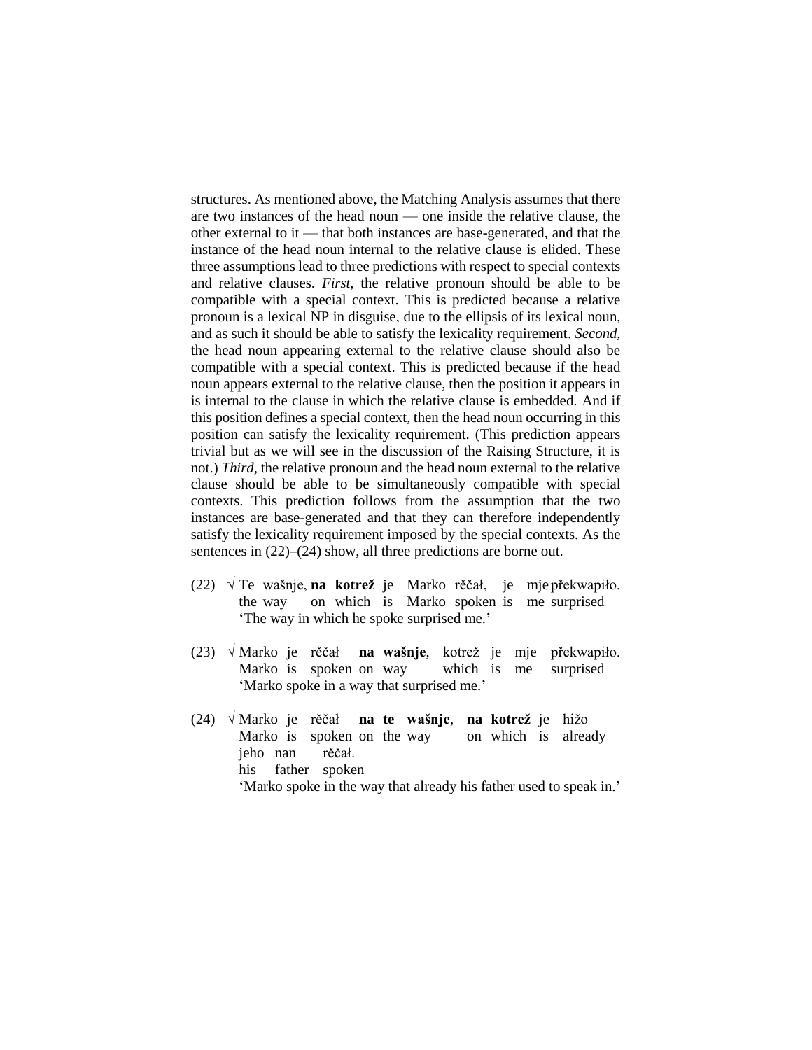structures. As mentioned above, the Matching Analysis assumes that there are two instances of the head noun — one inside the relative clause, the other external to it — that both instances are base-generated, and that the instance of the head noun internal to the relative clause is elided. These three assumptions lead to three predictions with respect to special contexts and relative clauses. *First*, the relative pronoun should be able to be compatible with a special context. This is predicted because a relative pronoun is a lexical NP in disguise, due to the ellipsis of its lexical noun, and as such it should be able to satisfy the lexicality requirement. *Second*, the head noun appearing external to the relative clause should also be compatible with a special context. This is predicted because if the head noun appears external to the relative clause, then the position it appears in is internal to the clause in which the relative clause is embedded. And if this position defines a special context, then the head noun occurring in this position can satisfy the lexicality requirement. (This prediction appears trivial but as we will see in the discussion of the Raising Structure, it is not.) *Third*, the relative pronoun and the head noun external to the relative clause should be able to be simultaneously compatible with special contexts. This prediction follows from the assumption that the two instances are base-generated and that they can therefore independently satisfy the lexicality requirement imposed by the special contexts. As the sentences in (22)–(24) show, all three predictions are borne out.

(22) √ Te wašnje, **na kotrež** je Marko rěčał, je mje překwapiło.
 the way on which is Marko spoken is me surprised
 'The way in which he spoke surprised me.'

(23) √ Marko je rěčał **na wašnje**, kotrež je mje překwapiło.
 Marko is spoken on way which is me surprised
 'Marko spoke in a way that surprised me.'

(24) √ Marko je rěčał **na te wašnje**, **na kotrež** je hižo jeho nan rěčał.
 Marko is spoken on the way on which is already his father spoken
 'Marko spoke in the way that already his father used to speak in.'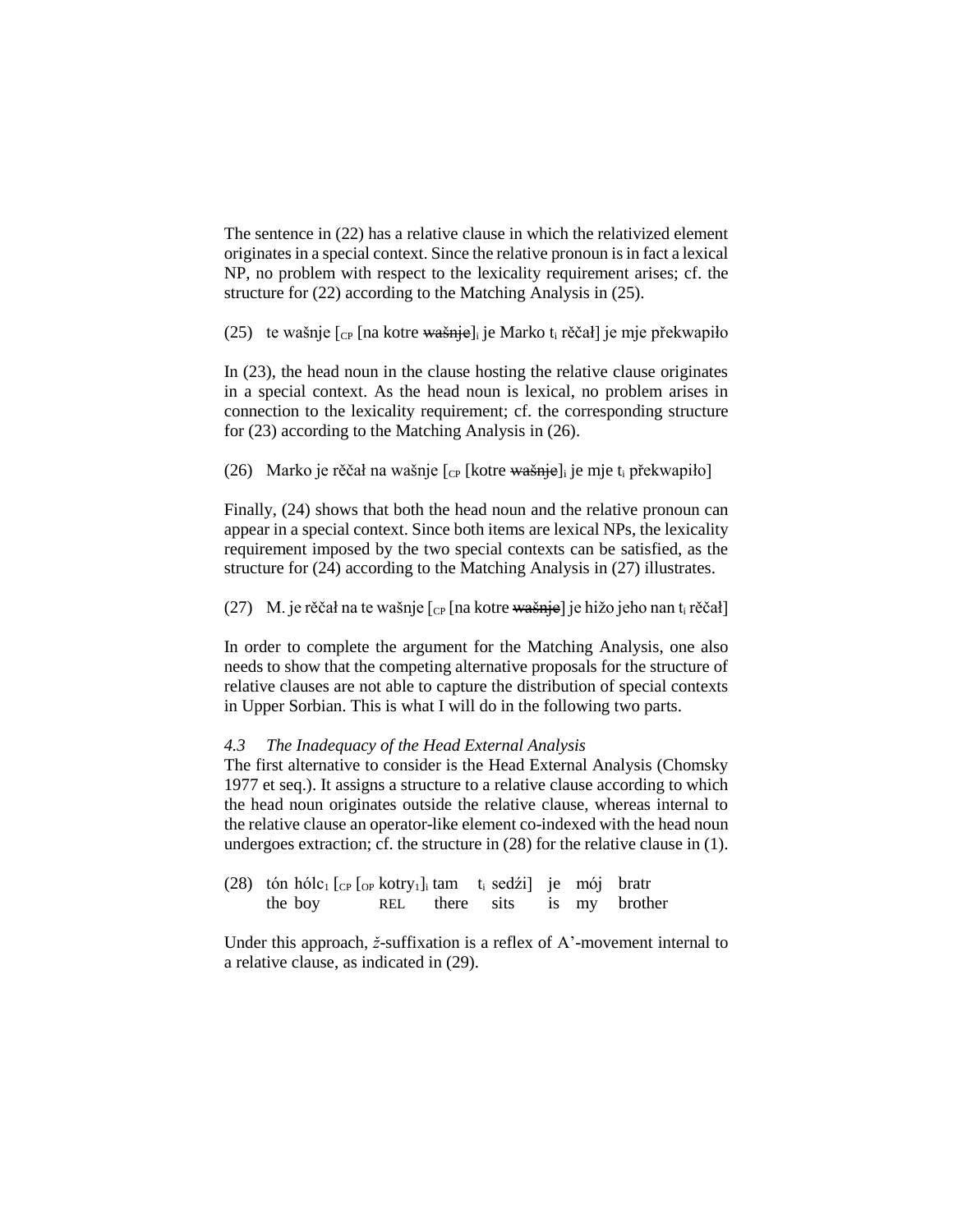The sentence in (22) has a relative clause in which the relativized element originates in a special context. Since the relative pronoun is in fact a lexical NP, no problem with respect to the lexicality requirement arises; cf. the structure for (22) according to the Matching Analysis in (25).

(25) te wašnje [$_{CP}$ [na kotre ~~wašnje~~]$_i$ je Marko $t_i$ rěčał] je mje překwapiło

In (23), the head noun in the clause hosting the relative clause originates in a special context. As the head noun is lexical, no problem arises in connection to the lexicality requirement; cf. the corresponding structure for (23) according to the Matching Analysis in (26).

(26) Marko je rěčał na wašnje [$_{CP}$ [kotre ~~wašnje~~]$_i$ je mje $t_i$ překwapiło]

Finally, (24) shows that both the head noun and the relative pronoun can appear in a special context. Since both items are lexical NPs, the lexicality requirement imposed by the two special contexts can be satisfied, as the structure for (24) according to the Matching Analysis in (27) illustrates.

(27) M. je rěčał na te wašnje [$_{CP}$ [na kotre ~~wašnje~~] je hižo jeho nan $t_i$ rěčał]

In order to complete the argument for the Matching Analysis, one also needs to show that the competing alternative proposals for the structure of relative clauses are not able to capture the distribution of special contexts in Upper Sorbian. This is what I will do in the following two parts.

### *4.3 The Inadequacy of the Head External Analysis*

The first alternative to consider is the Head External Analysis (Chomsky 1977 et seq.). It assigns a structure to a relative clause according to which the head noun originates outside the relative clause, whereas internal to the relative clause an operator-like element co-indexed with the head noun undergoes extraction; cf. the structure in (28) for the relative clause in (1).

(28) tón hólc$_1$ [$_{CP}$ [$_{OP}$ kotry$_1$]$_i$ tam $t_i$ sedźi] je mój bratr
     the boy REL there sits is my brother

Under this approach, *ž*-suffixation is a reflex of A'-movement internal to a relative clause, as indicated in (29).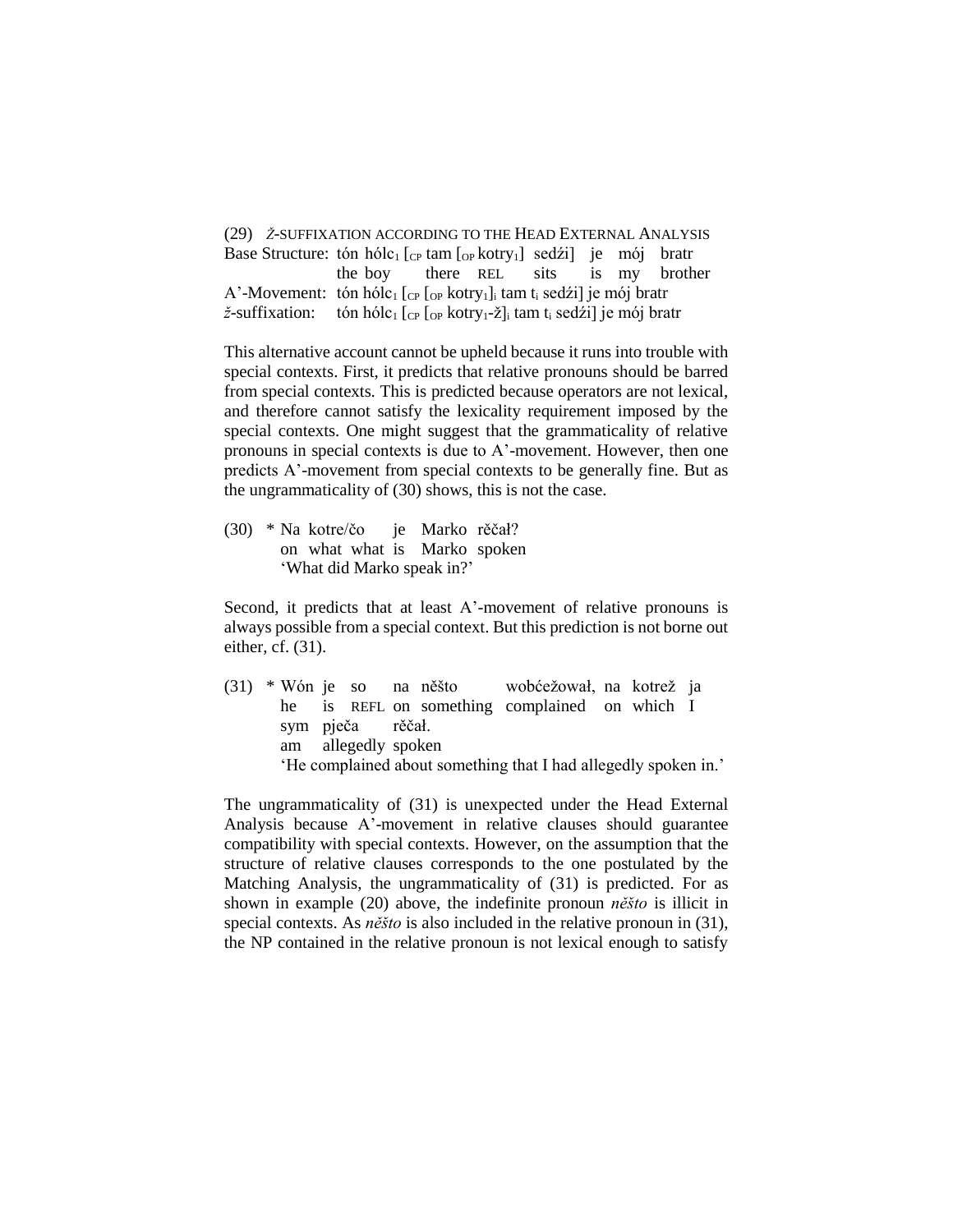(29) *Ž*-SUFFIXATION ACCORDING TO THE HEAD EXTERNAL ANALYSIS

Base Structure: tón hólc$_1$ [$_{CP}$ tam [$_{OP}$ kotry$_1$] sedźi] je mój bratr
the boy there REL sits is my brother

A'-Movement: tón hólc$_1$ [$_{CP}$ [$_{OP}$ kotry$_1$]$_i$ tam t$_i$ sedźi] je mój bratr

*ž*-suffixation: tón hólc$_1$ [$_{CP}$ [$_{OP}$ kotry$_1$-ž]$_i$ tam t$_i$ sedźi] je mój bratr

This alternative account cannot be upheld because it runs into trouble with special contexts. First, it predicts that relative pronouns should be barred from special contexts. This is predicted because operators are not lexical, and therefore cannot satisfy the lexicality requirement imposed by the special contexts. One might suggest that the grammaticality of relative pronouns in special contexts is due to A'-movement. However, then one predicts A'-movement from special contexts to be generally fine. But as the ungrammaticality of (30) shows, this is not the case.

(30) \* Na kotre/čo je Marko rěčał?
on what what is Marko spoken
'What did Marko speak in?'

Second, it predicts that at least A'-movement of relative pronouns is always possible from a special context. But this prediction is not borne out either, cf. (31).

(31) \* Wón je so na něšto wobćežował, na kotrež ja sym pječa rěčał.
he is REFL on something complained on which I am allegedly spoken
'He complained about something that I had allegedly spoken in.'

The ungrammaticality of (31) is unexpected under the Head External Analysis because A'-movement in relative clauses should guarantee compatibility with special contexts. However, on the assumption that the structure of relative clauses corresponds to the one postulated by the Matching Analysis, the ungrammaticality of (31) is predicted. For as shown in example (20) above, the indefinite pronoun *něšto* is illicit in special contexts. As *něšto* is also included in the relative pronoun in (31), the NP contained in the relative pronoun is not lexical enough to satisfy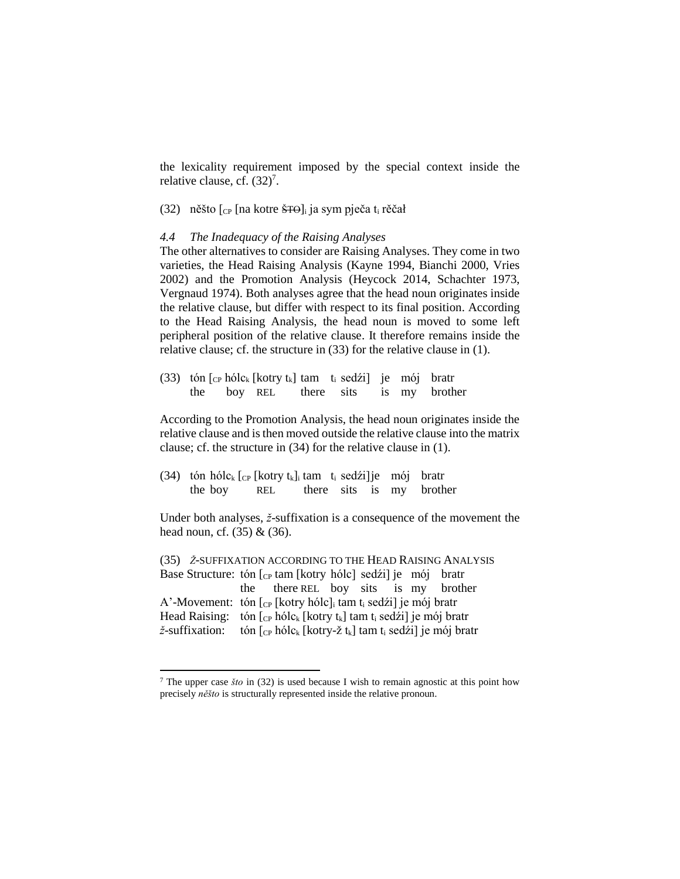the lexicality requirement imposed by the special context inside the relative clause, cf. (32)[7].

(32) něšto [$_{CP}$ [na kotre ~~ŠTO~~]$_i$ ja sym pječa $t_i$ rěčał

*4.4 The Inadequacy of the Raising Analyses*

The other alternatives to consider are Raising Analyses. They come in two varieties, the Head Raising Analysis (Kayne 1994, Bianchi 2000, Vries 2002) and the Promotion Analysis (Heycock 2014, Schachter 1973, Vergnaud 1974). Both analyses agree that the head noun originates inside the relative clause, but differ with respect to its final position. According to the Head Raising Analysis, the head noun is moved to some left peripheral position of the relative clause. It therefore remains inside the relative clause; cf. the structure in (33) for the relative clause in (1).

(33) tón [$_{CP}$ hólc$_k$ [kotry $t_k$] tam $t_i$ sedźi] je mój bratr
 the boy REL there sits is my brother

According to the Promotion Analysis, the head noun originates inside the relative clause and is then moved outside the relative clause into the matrix clause; cf. the structure in (34) for the relative clause in (1).

(34) tón hólc$_k$ [$_{CP}$ [kotry $t_k$]$_i$ tam $t_i$ sedźi]je mój bratr
 the boy REL there sits is my brother

Under both analyses, *ž*-suffixation is a consequence of the movement the head noun, cf. (35) & (36).

(35) *Ž*-SUFFIXATION ACCORDING TO THE HEAD RAISING ANALYSIS
Base Structure: tón [$_{CP}$ tam [kotry hólc] sedźi] je mój bratr
 the there REL boy sits is my brother
A'-Movement: tón [$_{CP}$ [kotry hólc]$_i$ tam $t_i$ sedźi] je mój bratr
Head Raising: tón [$_{CP}$ hólc$_k$ [kotry $t_k$] tam $t_i$ sedźi] je mój bratr
*ž*-suffixation: tón [$_{CP}$ hólc$_k$ [kotry-ž $t_k$] tam $t_i$ sedźi] je mój bratr

[7] The upper case *što* in (32) is used because I wish to remain agnostic at this point how precisely *něšto* is structurally represented inside the relative pronoun.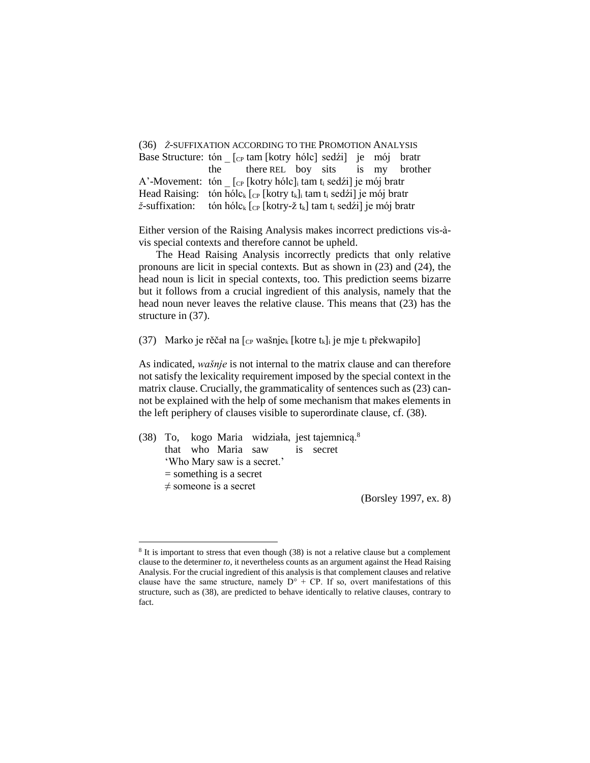(36) *Ž*-SUFFIXATION ACCORDING TO THE PROMOTION ANALYSIS

Base Structure: tón _ [$_{CP}$ tam [kotry hólc] sedźi] je mój bratr
the there REL boy sits is my brother

A'-Movement: tón _ [$_{CP}$ [kotry hólc]$_i$ tam $t_i$ sedźi] je mój bratr

Head Raising: tón hólc$_k$ [$_{CP}$ [kotry $t_k$]$_i$ tam $t_i$ sedźi] je mój bratr

*ž*-suffixation: tón hólc$_k$ [$_{CP}$ [kotry-ž $t_k$] tam $t_i$ sedźi] je mój bratr

Either version of the Raising Analysis makes incorrect predictions vis-à-vis special contexts and therefore cannot be upheld.

The Head Raising Analysis incorrectly predicts that only relative pronouns are licit in special contexts. But as shown in (23) and (24), the head noun is licit in special contexts, too. This prediction seems bizarre but it follows from a crucial ingredient of this analysis, namely that the head noun never leaves the relative clause. This means that (23) has the structure in (37).

(37) Marko je rěčał na [$_{CP}$ wašnje$_k$ [kotre $t_k$]$_i$ je mje $t_i$ překwapiło]

As indicated, *wašnje* is not internal to the matrix clause and can therefore not satisfy the lexicality requirement imposed by the special context in the matrix clause. Crucially, the grammaticality of sentences such as (23) cannot be explained with the help of some mechanism that makes elements in the left periphery of clauses visible to superordinate clause, cf. (38).

(38) To, kogo Maria widziała, jest tajemnicą.[8]
that who Maria saw is secret
'Who Mary saw is a secret.'
= something is a secret
≠ someone is a secret

(Borsley 1997, ex. 8)

---

[8] It is important to stress that even though (38) is not a relative clause but a complement clause to the determiner *to*, it nevertheless counts as an argument against the Head Raising Analysis. For the crucial ingredient of this analysis is that complement clauses and relative clause have the same structure, namely D° + CP. If so, overt manifestations of this structure, such as (38), are predicted to behave identically to relative clauses, contrary to fact.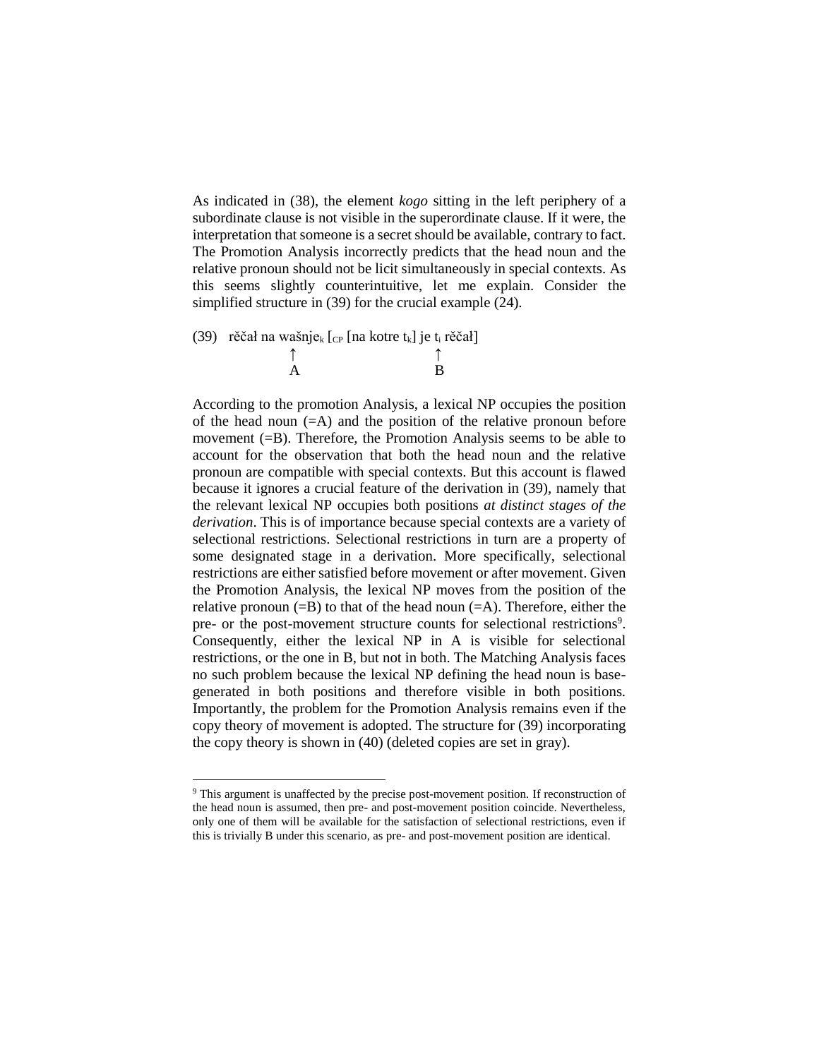As indicated in (38), the element *kogo* sitting in the left periphery of a subordinate clause is not visible in the superordinate clause. If it were, the interpretation that someone is a secret should be available, contrary to fact. The Promotion Analysis incorrectly predicts that the head noun and the relative pronoun should not be licit simultaneously in special contexts. As this seems slightly counterintuitive, let me explain. Consider the simplified structure in (39) for the crucial example (24).

(39) rěčał na wašnje$_k$ [$_{CP}$ [na kotre t$_k$] je t$_i$ rěčał]

```
                ↑                    ↑
                A                    B
```

According to the promotion Analysis, a lexical NP occupies the position of the head noun (=A) and the position of the relative pronoun before movement (=B). Therefore, the Promotion Analysis seems to be able to account for the observation that both the head noun and the relative pronoun are compatible with special contexts. But this account is flawed because it ignores a crucial feature of the derivation in (39), namely that the relevant lexical NP occupies both positions *at distinct stages of the derivation*. This is of importance because special contexts are a variety of selectional restrictions. Selectional restrictions in turn are a property of some designated stage in a derivation. More specifically, selectional restrictions are either satisfied before movement or after movement. Given the Promotion Analysis, the lexical NP moves from the position of the relative pronoun (=B) to that of the head noun (=A). Therefore, either the pre- or the post-movement structure counts for selectional restrictions[9]. Consequently, either the lexical NP in A is visible for selectional restrictions, or the one in B, but not in both. The Matching Analysis faces no such problem because the lexical NP defining the head noun is base-generated in both positions and therefore visible in both positions. Importantly, the problem for the Promotion Analysis remains even if the copy theory of movement is adopted. The structure for (39) incorporating the copy theory is shown in (40) (deleted copies are set in gray).

---

[9] This argument is unaffected by the precise post-movement position. If reconstruction of the head noun is assumed, then pre- and post-movement position coincide. Nevertheless, only one of them will be available for the satisfaction of selectional restrictions, even if this is trivially B under this scenario, as pre- and post-movement position are identical.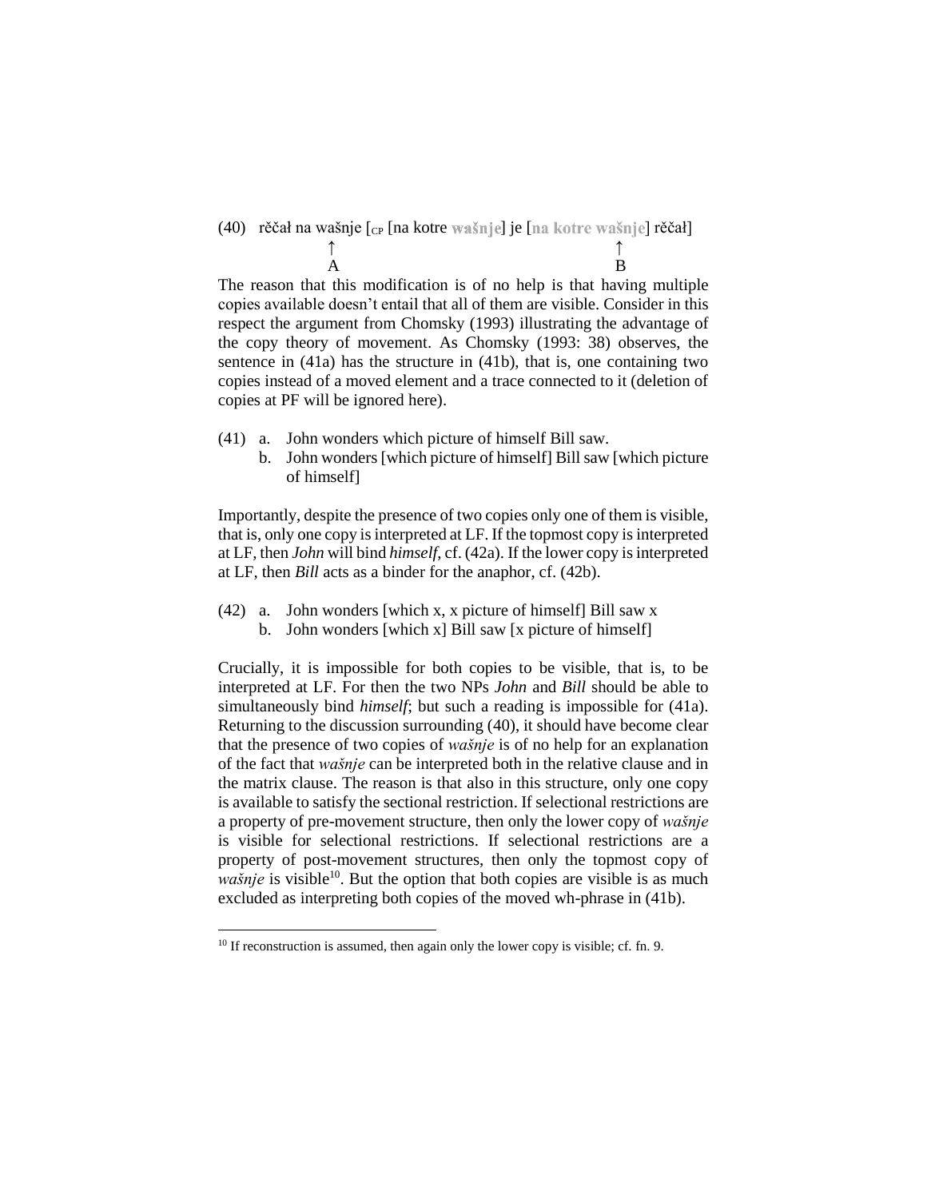(40) rěčał na wašnje [$_{CP}$ [na kotre wašnje] je [na kotre wašnje] rěčał]
↑ A ↑ B

The reason that this modification is of no help is that having multiple copies available doesn't entail that all of them are visible. Consider in this respect the argument from Chomsky (1993) illustrating the advantage of the copy theory of movement. As Chomsky (1993: 38) observes, the sentence in (41a) has the structure in (41b), that is, one containing two copies instead of a moved element and a trace connected to it (deletion of copies at PF will be ignored here).

(41) a. John wonders which picture of himself Bill saw.
b. John wonders [which picture of himself] Bill saw [which picture of himself]

Importantly, despite the presence of two copies only one of them is visible, that is, only one copy is interpreted at LF. If the topmost copy is interpreted at LF, then *John* will bind *himself*, cf. (42a). If the lower copy is interpreted at LF, then *Bill* acts as a binder for the anaphor, cf. (42b).

(42) a. John wonders [which x, x picture of himself] Bill saw x
b. John wonders [which x] Bill saw [x picture of himself]

Crucially, it is impossible for both copies to be visible, that is, to be interpreted at LF. For then the two NPs *John* and *Bill* should be able to simultaneously bind *himself*; but such a reading is impossible for (41a). Returning to the discussion surrounding (40), it should have become clear that the presence of two copies of *wašnje* is of no help for an explanation of the fact that *wašnje* can be interpreted both in the relative clause and in the matrix clause. The reason is that also in this structure, only one copy is available to satisfy the sectional restriction. If selectional restrictions are a property of pre-movement structure, then only the lower copy of *wašnje* is visible for selectional restrictions. If selectional restrictions are a property of post-movement structures, then only the topmost copy of *wašnje* is visible[10]. But the option that both copies are visible is as much excluded as interpreting both copies of the moved wh-phrase in (41b).

[10] If reconstruction is assumed, then again only the lower copy is visible; cf. fn. 9.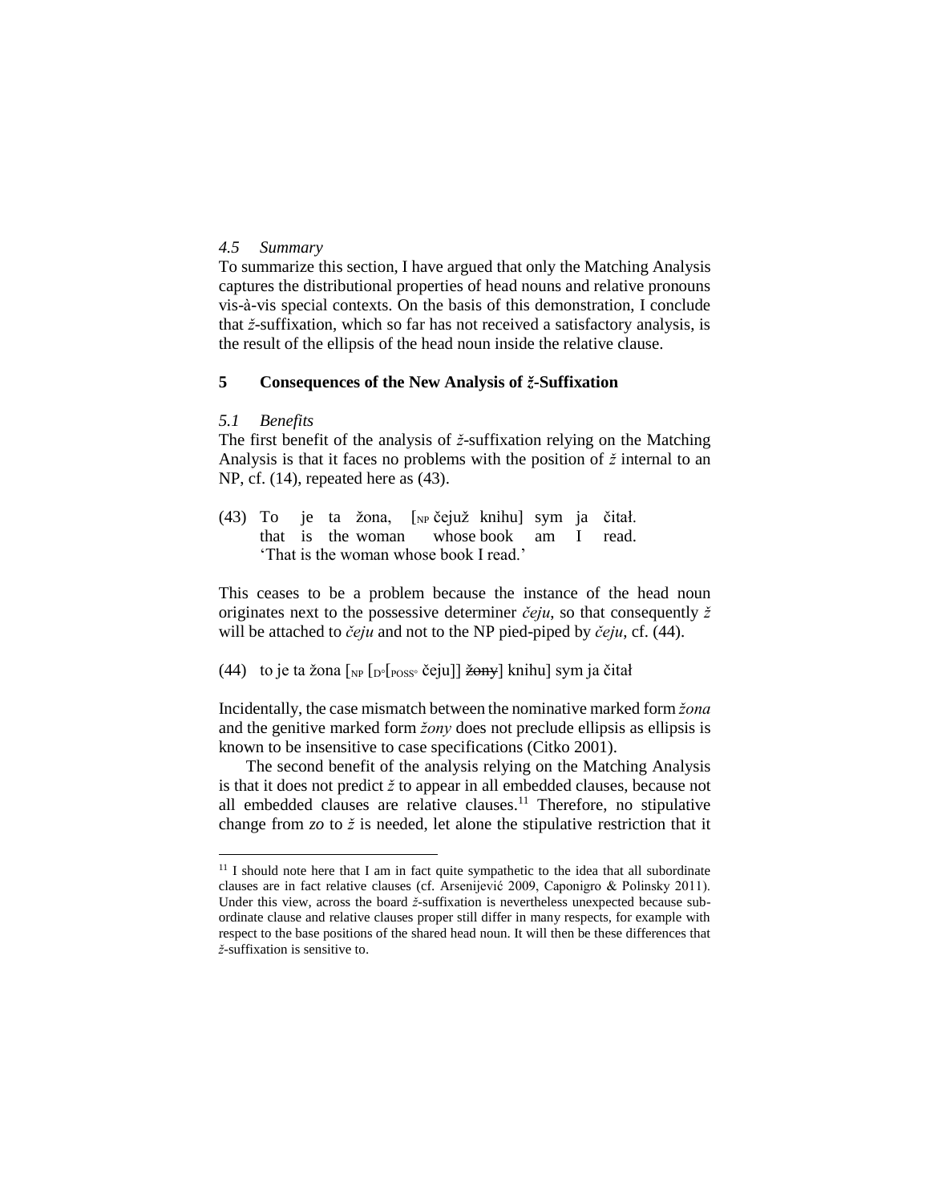### *4.5 Summary*

To summarize this section, I have argued that only the Matching Analysis captures the distributional properties of head nouns and relative pronouns vis-à-vis special contexts. On the basis of this demonstration, I conclude that *ž*-suffixation, which so far has not received a satisfactory analysis, is the result of the ellipsis of the head noun inside the relative clause.

## **5 Consequences of the New Analysis of *ž*-Suffixation**

### *5.1 Benefits*

The first benefit of the analysis of *ž*-suffixation relying on the Matching Analysis is that it faces no problems with the position of *ž* internal to an NP, cf. (14), repeated here as (43).

(43) To je ta žona, [$_{NP}$ čejuž knihu] sym ja čitał.
  that is the woman whose book am I read.
  'That is the woman whose book I read.'

This ceases to be a problem because the instance of the head noun originates next to the possessive determiner *čeju*, so that consequently *ž* will be attached to *čeju* and not to the NP pied-piped by *čeju*, cf. (44).

(44) to je ta žona [$_{NP}$ [$_{D°}$[$_{POSS°}$ čeju]] ~~žony~~] knihu] sym ja čitał

Incidentally, the case mismatch between the nominative marked form *žona* and the genitive marked form *žony* does not preclude ellipsis as ellipsis is known to be insensitive to case specifications (Citko 2001).

The second benefit of the analysis relying on the Matching Analysis is that it does not predict *ž* to appear in all embedded clauses, because not all embedded clauses are relative clauses.[11] Therefore, no stipulative change from *zo* to *ž* is needed, let alone the stipulative restriction that it

---

[11] I should note here that I am in fact quite sympathetic to the idea that all subordinate clauses are in fact relative clauses (cf. Arsenijević 2009, Caponigro & Polinsky 2011). Under this view, across the board *ž*-suffixation is nevertheless unexpected because subordinate clause and relative clauses proper still differ in many respects, for example with respect to the base positions of the shared head noun. It will then be these differences that *ž*-suffixation is sensitive to.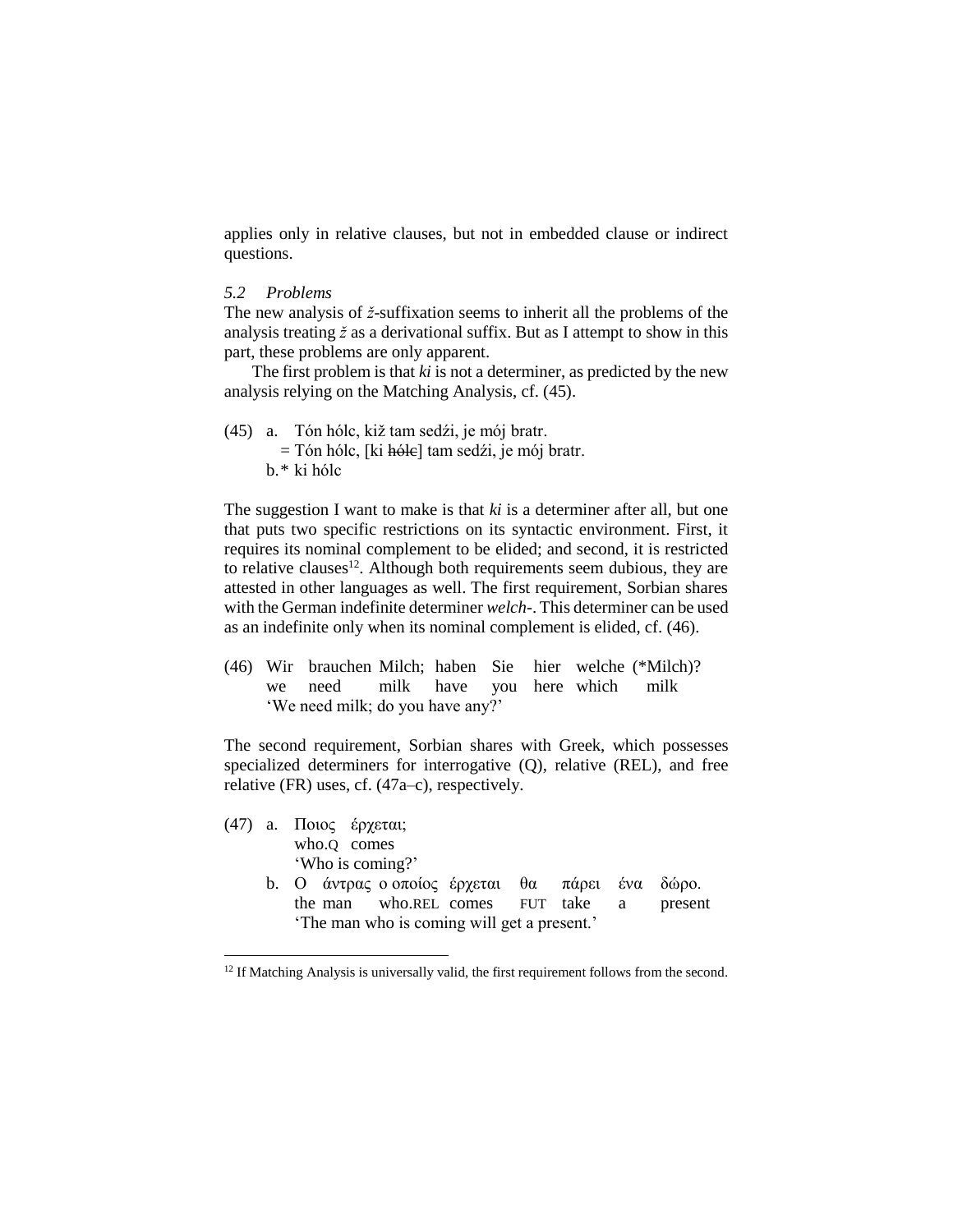applies only in relative clauses, but not in embedded clause or indirect questions.

### *5.2 Problems*

The new analysis of *ž*-suffixation seems to inherit all the problems of the analysis treating *ž* as a derivational suffix. But as I attempt to show in this part, these problems are only apparent.

The first problem is that *ki* is not a determiner, as predicted by the new analysis relying on the Matching Analysis, cf. (45).

(45) a. Tón hólc, kiž tam sedźi, je mój bratr.
  = Tón hólc, [ki ~~hólc~~] tam sedźi, je mój bratr.
 b.* ki hólc

The suggestion I want to make is that *ki* is a determiner after all, but one that puts two specific restrictions on its syntactic environment. First, it requires its nominal complement to be elided; and second, it is restricted to relative clauses[12]. Although both requirements seem dubious, they are attested in other languages as well. The first requirement, Sorbian shares with the German indefinite determiner *welch-*. This determiner can be used as an indefinite only when its nominal complement is elided, cf. (46).

(46) Wir brauchen Milch; haben Sie hier welche (*Milch)?
  we need milk have you here which milk
  'We need milk; do you have any?'

The second requirement, Sorbian shares with Greek, which possesses specialized determiners for interrogative (Q), relative (REL), and free relative (FR) uses, cf. (47a–c), respectively.

(47) a. Ποιος έρχεται;
   who.Q comes
   'Who is coming?'
 b. Ο άντρας ο οποίος έρχεται θα πάρει ένα δώρο.
   the man who.REL comes FUT take a present
   'The man who is coming will get a present.'

[12] If Matching Analysis is universally valid, the first requirement follows from the second.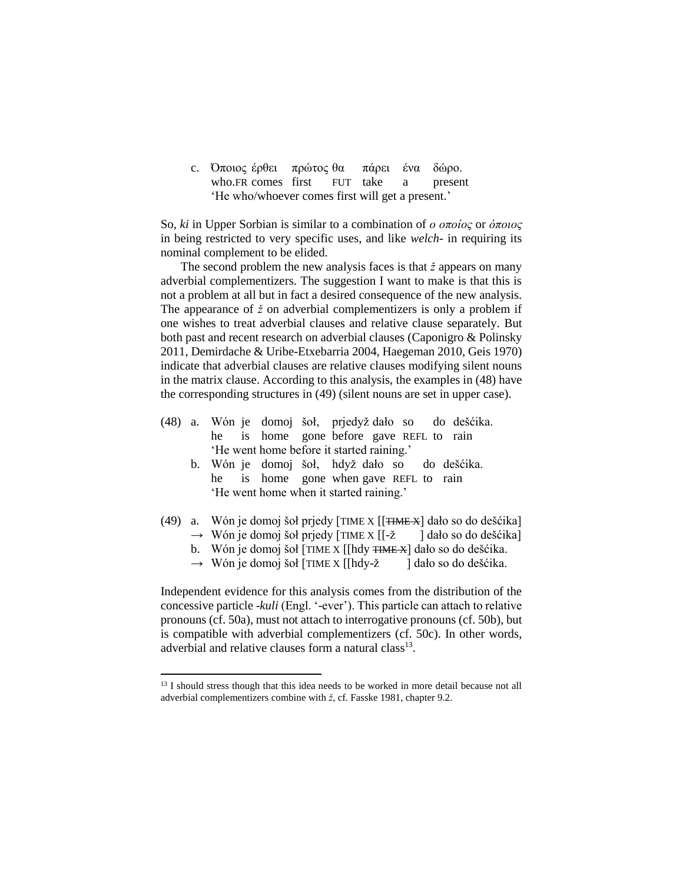c. Όποιος έρθει πρώτος θα πάρει ένα δώρο.
   who.FR comes first FUT take a present
   'He who/whoever comes first will get a present.'

So, *ki* in Upper Sorbian is similar to a combination of *ο οποίος* or *όποιος* in being restricted to very specific uses, and like *welch*- in requiring its nominal complement to be elided.

The second problem the new analysis faces is that *ž* appears on many adverbial complementizers. The suggestion I want to make is that this is not a problem at all but in fact a desired consequence of the new analysis. The appearance of *ž* on adverbial complementizers is only a problem if one wishes to treat adverbial clauses and relative clause separately. But both past and recent research on adverbial clauses (Caponigro & Polinsky 2011, Demirdache & Uribe-Etxebarria 2004, Haegeman 2010, Geis 1970) indicate that adverbial clauses are relative clauses modifying silent nouns in the matrix clause. According to this analysis, the examples in (48) have the corresponding structures in (49) (silent nouns are set in upper case).

(48) a. Wón je domoj šoł, prjedyž dało so do dešćika.
        he is home gone before gave REFL to rain
        'He went home before it started raining.'
     b. Wón je domoj šoł, hdyž dało so do dešćika.
        he is home gone when gave REFL to rain
        'He went home when it started raining.'

(49) a. Wón je domoj šoł prjedy [TIME X [[~~TIME X~~] dało so do dešćika]
        → Wón je domoj šoł prjedy [TIME X [[-ž ] dało so do dešćika]
     b. Wón je domoj šoł [TIME X [[hdy ~~TIME X~~] dało so do dešćika.
        → Wón je domoj šoł [TIME X [[hdy-ž ] dało so do dešćika.

Independent evidence for this analysis comes from the distribution of the concessive particle *-kuli* (Engl. '-ever'). This particle can attach to relative pronouns (cf. 50a), must not attach to interrogative pronouns (cf. 50b), but is compatible with adverbial complementizers (cf. 50c). In other words, adverbial and relative clauses form a natural class[13].

---

[13] I should stress though that this idea needs to be worked in more detail because not all adverbial complementizers combine with *ž*, cf. Fasske 1981, chapter 9.2.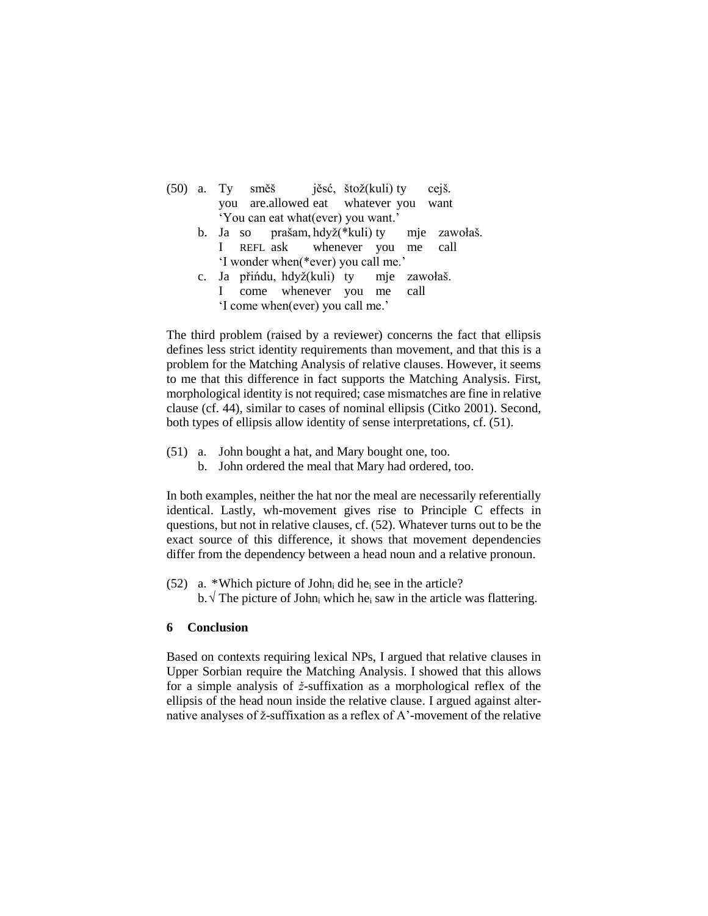(50) a. Ty směš jěsć, štož(kuli) ty cejš.
you are.allowed eat whatever you want
'You can eat what(ever) you want.'

b. Ja so prašam, hdyž(*kuli) ty mje zawołaš.
I REFL ask whenever you me call
'I wonder when(*ever) you call me.'

c. Ja přińdu, hdyž(kuli) ty mje zawołaš.
I come whenever you me call
'I come when(ever) you call me.'

The third problem (raised by a reviewer) concerns the fact that ellipsis defines less strict identity requirements than movement, and that this is a problem for the Matching Analysis of relative clauses. However, it seems to me that this difference in fact supports the Matching Analysis. First, morphological identity is not required; case mismatches are fine in relative clause (cf. 44), similar to cases of nominal ellipsis (Citko 2001). Second, both types of ellipsis allow identity of sense interpretations, cf. (51).

(51) a. John bought a hat, and Mary bought one, too.

b. John ordered the meal that Mary had ordered, too.

In both examples, neither the hat nor the meal are necessarily referentially identical. Lastly, wh-movement gives rise to Principle C effects in questions, but not in relative clauses, cf. (52). Whatever turns out to be the exact source of this difference, it shows that movement dependencies differ from the dependency between a head noun and a relative pronoun.

(52) a. *Which picture of John$_i$ did he$_i$ see in the article?

b. √ The picture of John$_i$ which he$_i$ saw in the article was flattering.

## 6 Conclusion

Based on contexts requiring lexical NPs, I argued that relative clauses in Upper Sorbian require the Matching Analysis. I showed that this allows for a simple analysis of *ž*-suffixation as a morphological reflex of the ellipsis of the head noun inside the relative clause. I argued against alternative analyses of ž-suffixation as a reflex of A'-movement of the relative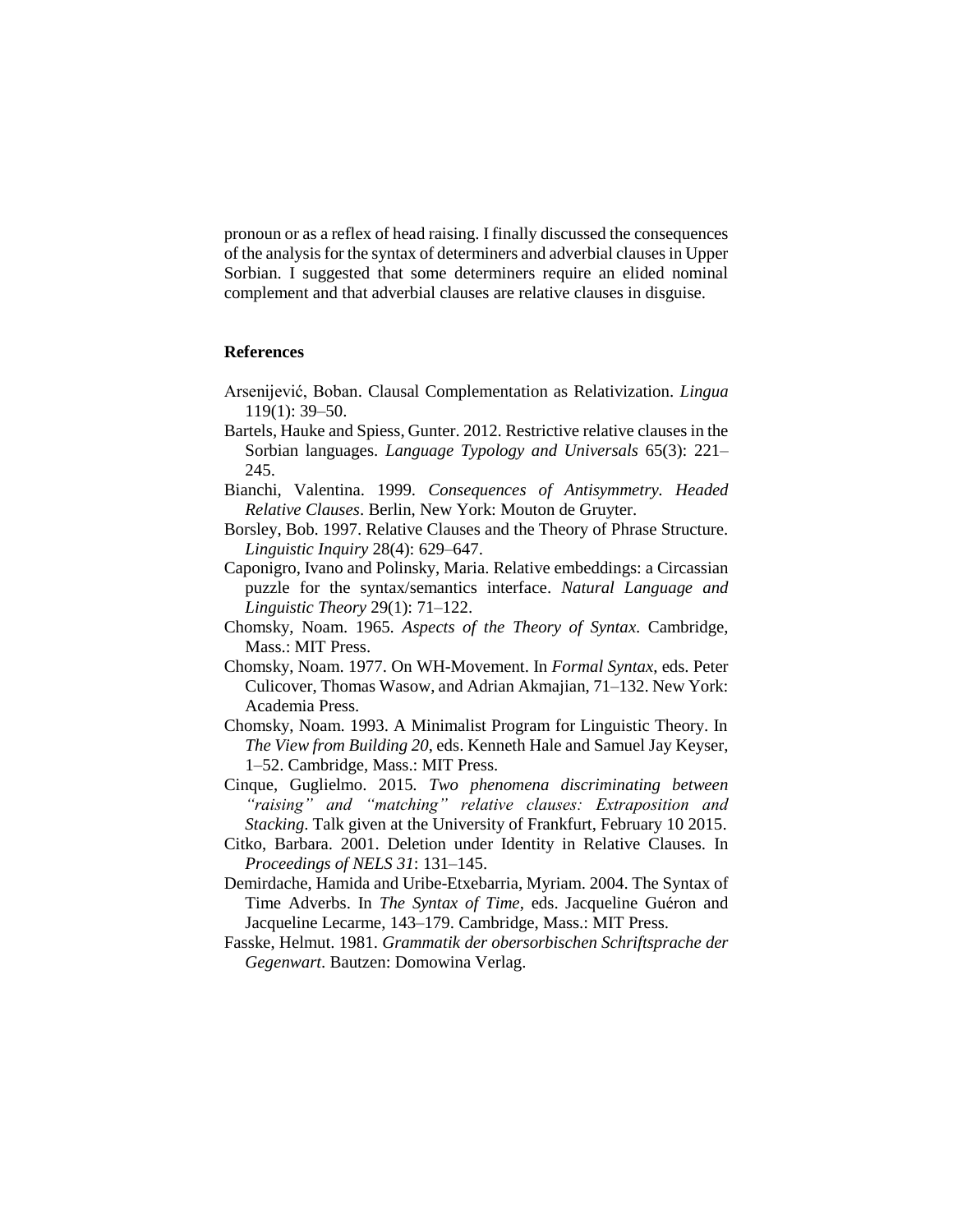pronoun or as a reflex of head raising. I finally discussed the consequences of the analysis for the syntax of determiners and adverbial clauses in Upper Sorbian. I suggested that some determiners require an elided nominal complement and that adverbial clauses are relative clauses in disguise.

## References

Arsenijević, Boban. Clausal Complementation as Relativization. *Lingua* 119(1): 39–50.

Bartels, Hauke and Spiess, Gunter. 2012. Restrictive relative clauses in the Sorbian languages. *Language Typology and Universals* 65(3): 221–245.

Bianchi, Valentina. 1999. *Consequences of Antisymmetry. Headed Relative Clauses*. Berlin, New York: Mouton de Gruyter.

Borsley, Bob. 1997. Relative Clauses and the Theory of Phrase Structure. *Linguistic Inquiry* 28(4): 629–647.

Caponigro, Ivano and Polinsky, Maria. Relative embeddings: a Circassian puzzle for the syntax/semantics interface. *Natural Language and Linguistic Theory* 29(1): 71–122.

Chomsky, Noam. 1965. *Aspects of the Theory of Syntax.* Cambridge, Mass.: MIT Press.

Chomsky, Noam. 1977. On WH-Movement. In *Formal Syntax*, eds. Peter Culicover, Thomas Wasow, and Adrian Akmajian, 71–132. New York: Academia Press.

Chomsky, Noam. 1993. A Minimalist Program for Linguistic Theory. In *The View from Building 20*, eds. Kenneth Hale and Samuel Jay Keyser, 1–52. Cambridge, Mass.: MIT Press.

Cinque, Guglielmo. 2015. *Two phenomena discriminating between "raising" and "matching" relative clauses: Extraposition and Stacking*. Talk given at the University of Frankfurt, February 10 2015.

Citko, Barbara. 2001. Deletion under Identity in Relative Clauses. In *Proceedings of NELS 31*: 131–145.

Demirdache, Hamida and Uribe-Etxebarria, Myriam. 2004. The Syntax of Time Adverbs. In *The Syntax of Time*, eds. Jacqueline Guéron and Jacqueline Lecarme, 143–179. Cambridge, Mass.: MIT Press.

Fasske, Helmut. 1981. *Grammatik der obersorbischen Schriftsprache der Gegenwart*. Bautzen: Domowina Verlag.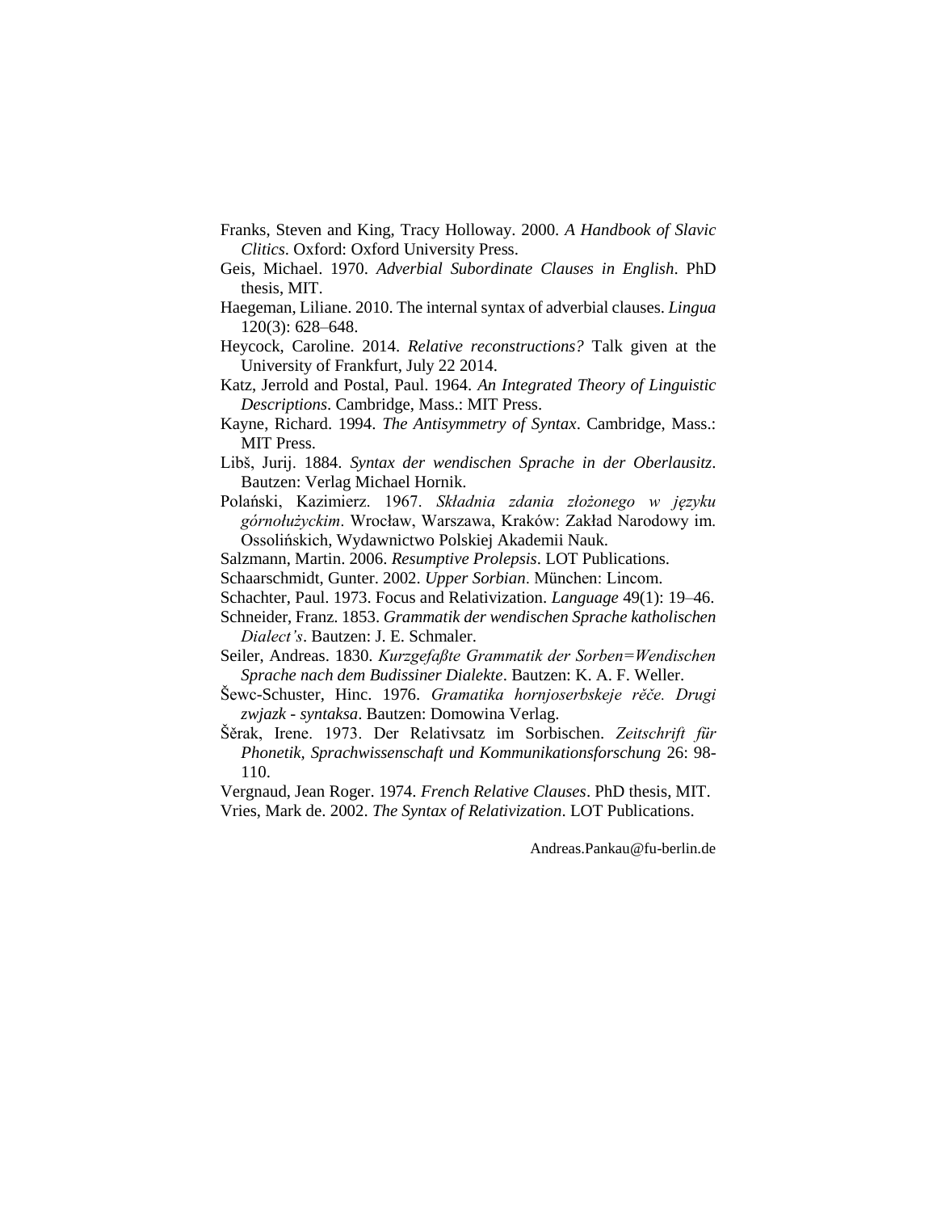Franks, Steven and King, Tracy Holloway. 2000. *A Handbook of Slavic Clitics*. Oxford: Oxford University Press.

Geis, Michael. 1970. *Adverbial Subordinate Clauses in English*. PhD thesis, MIT.

Haegeman, Liliane. 2010. The internal syntax of adverbial clauses. *Lingua* 120(3): 628–648.

Heycock, Caroline. 2014. *Relative reconstructions?* Talk given at the University of Frankfurt, July 22 2014.

Katz, Jerrold and Postal, Paul. 1964. *An Integrated Theory of Linguistic Descriptions*. Cambridge, Mass.: MIT Press.

Kayne, Richard. 1994. *The Antisymmetry of Syntax*. Cambridge, Mass.: MIT Press.

Libš, Jurij. 1884. *Syntax der wendischen Sprache in der Oberlausitz*. Bautzen: Verlag Michael Hornik.

Polański, Kazimierz. 1967. *Składnia zdania złożonego w języku górnołużyckim*. Wrocław, Warszawa, Kraków: Zakład Narodowy im. Ossolińskich, Wydawnictwo Polskiej Akademii Nauk.

Salzmann, Martin. 2006. *Resumptive Prolepsis*. LOT Publications.

Schaarschmidt, Gunter. 2002. *Upper Sorbian*. München: Lincom.

Schachter, Paul. 1973. Focus and Relativization. *Language* 49(1): 19–46.

Schneider, Franz. 1853. *Grammatik der wendischen Sprache katholischen Dialect's*. Bautzen: J. E. Schmaler.

Seiler, Andreas. 1830. *Kurzgefaßte Grammatik der Sorben=Wendischen Sprache nach dem Budissiner Dialekte*. Bautzen: K. A. F. Weller.

Šewc-Schuster, Hinc. 1976. *Gramatika hornjoserbskeje rěče. Drugi zwjazk - syntaksa*. Bautzen: Domowina Verlag.

Šěrak, Irene. 1973. Der Relativsatz im Sorbischen. *Zeitschrift für Phonetik, Sprachwissenschaft und Kommunikationsforschung* 26: 98-110.

Vergnaud, Jean Roger. 1974. *French Relative Clauses*. PhD thesis, MIT.

Vries, Mark de. 2002. *The Syntax of Relativization*. LOT Publications.

Andreas.Pankau@fu-berlin.de